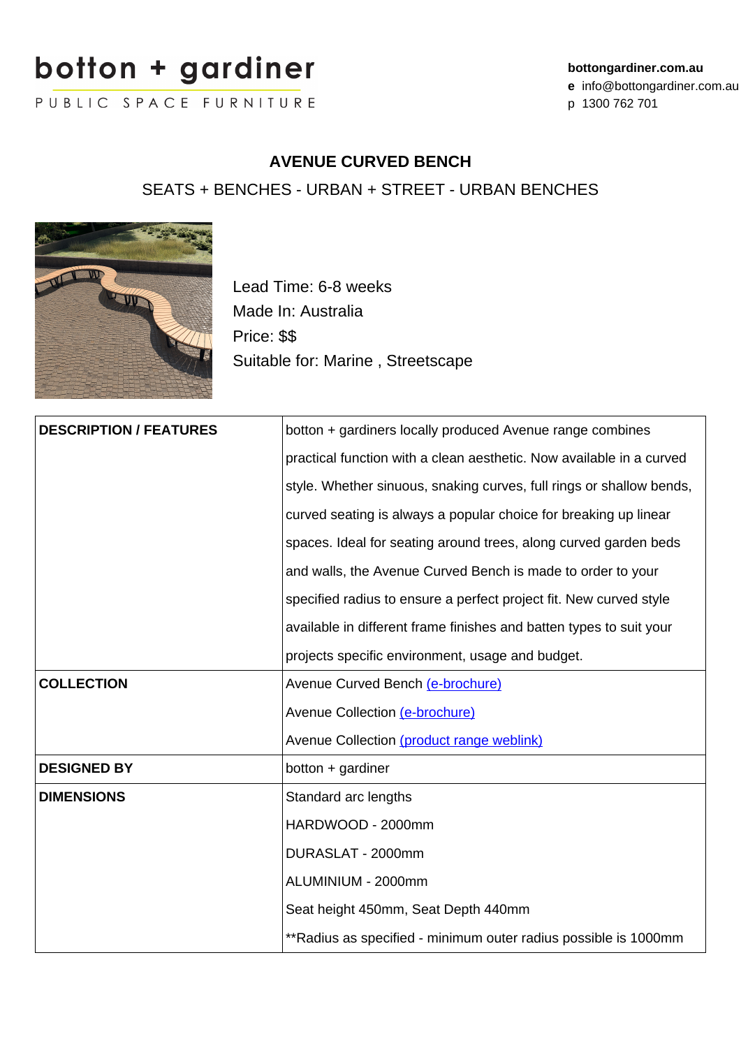**botton + gardiner**
PUBLIC SPACE FURNITURE

**bottongardiner.com.au**
**e** info@bottongardiner.com.au
p 1300 762 701

# AVENUE CURVED BENCH

SEATS + BENCHES - URBAN + STREET - URBAN BENCHES

Lead Time: 6-8 weeks
Made In: Australia
Price: $$
Suitable for: Marine , Streetscape

| | |
|---|---|
| **DESCRIPTION / FEATURES** | botton + gardiners locally produced Avenue range combines practical function with a clean aesthetic. Now available in a curved style. Whether sinuous, snaking curves, full rings or shallow bends, curved seating is always a popular choice for breaking up linear spaces. Ideal for seating around trees, along curved garden beds and walls, the Avenue Curved Bench is made to order to your specified radius to ensure a perfect project fit. New curved style available in different frame finishes and batten types to suit your projects specific environment, usage and budget. |
| **COLLECTION** | Avenue Curved Bench (e-brochure)<br>Avenue Collection (e-brochure)<br>Avenue Collection (product range weblink) |
| **DESIGNED BY** | botton + gardiner |
| **DIMENSIONS** | Standard arc lengths<br>HARDWOOD - 2000mm<br>DURASLAT - 2000mm<br>ALUMINIUM - 2000mm<br>Seat height 450mm, Seat Depth 440mm<br>**Radius as specified - minimum outer radius possible is 1000mm |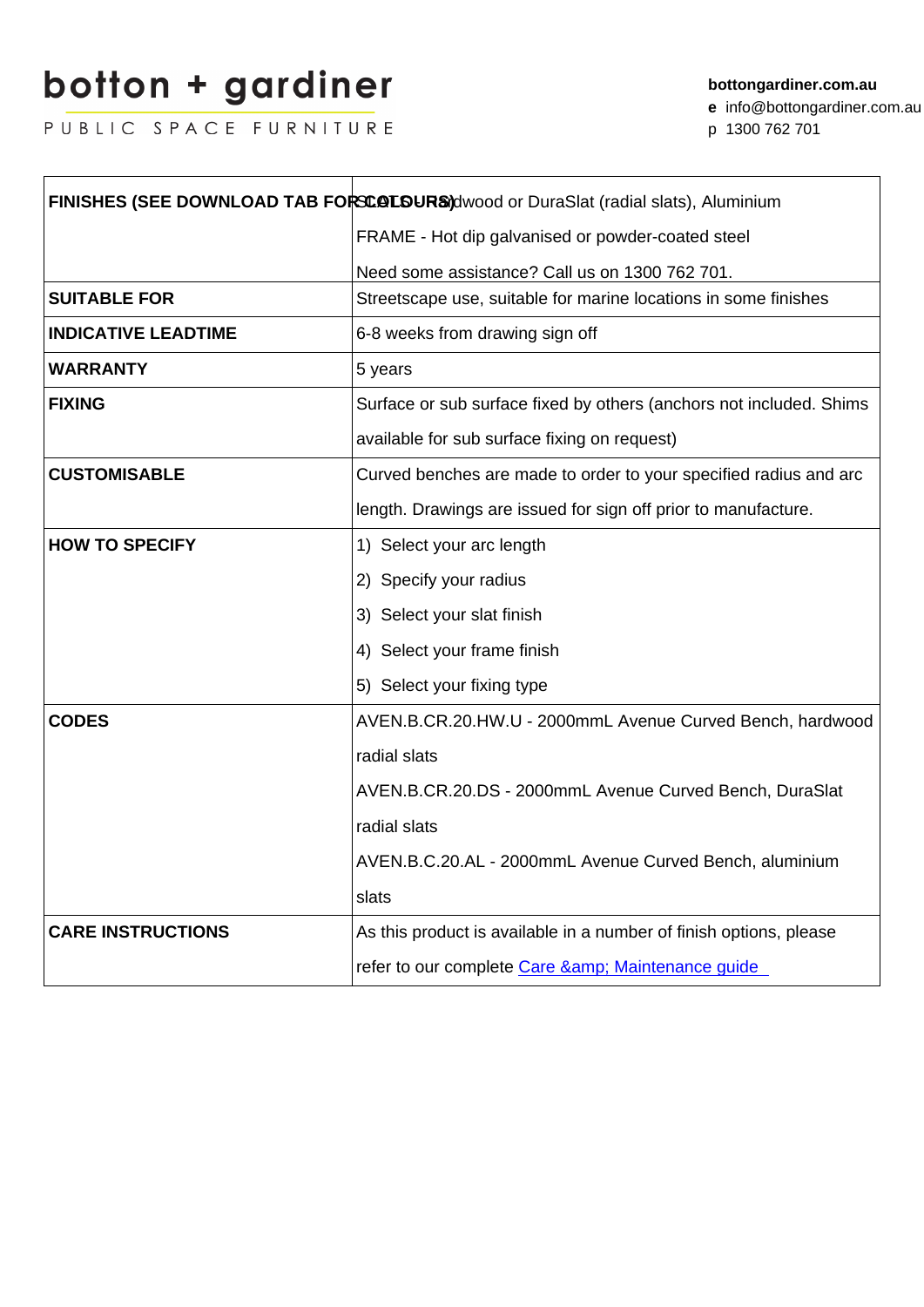**botton + gardiner**
PUBLIC SPACE FURNITURE

**bottongardiner.com.au**
**e** info@bottongardiner.com.au
p 1300 762 701

| | |
|---|---|
| **FINISHES (SEE DOWNLOAD TAB FOR COLOURS)** | SLATS - Hardwood or DuraSlat (radial slats), Aluminium<br>FRAME - Hot dip galvanised or powder-coated steel<br>Need some assistance? Call us on 1300 762 701. |
| **SUITABLE FOR** | Streetscape use, suitable for marine locations in some finishes |
| **INDICATIVE LEADTIME** | 6-8 weeks from drawing sign off |
| **WARRANTY** | 5 years |
| **FIXING** | Surface or sub surface fixed by others (anchors not included. Shims available for sub surface fixing on request) |
| **CUSTOMISABLE** | Curved benches are made to order to your specified radius and arc length. Drawings are issued for sign off prior to manufacture. |
| **HOW TO SPECIFY** | 1) Select your arc length<br>2) Specify your radius<br>3) Select your slat finish<br>4) Select your frame finish<br>5) Select your fixing type |
| **CODES** | AVEN.B.CR.20.HW.U - 2000mmL Avenue Curved Bench, hardwood radial slats<br>AVEN.B.CR.20.DS - 2000mmL Avenue Curved Bench, DuraSlat radial slats<br>AVEN.B.C.20.AL - 2000mmL Avenue Curved Bench, aluminium slats |
| **CARE INSTRUCTIONS** | As this product is available in a number of finish options, please refer to our complete Care &amp; Maintenance guide |